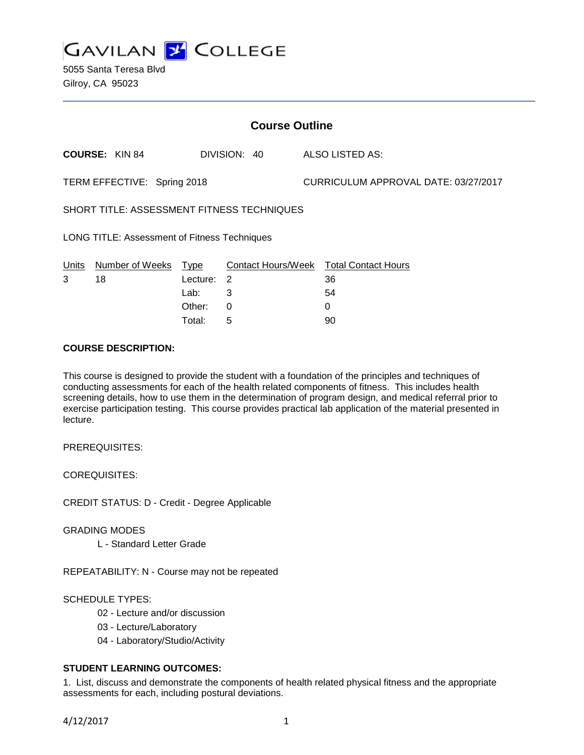# GAVILAN COLLEGE

5055 Santa Teresa Blvd
Gilroy, CA 95023

## Course Outline

**COURSE:** KIN 84 DIVISION: 40 ALSO LISTED AS:

TERM EFFECTIVE: Spring 2018 CURRICULUM APPROVAL DATE: 03/27/2017

SHORT TITLE: ASSESSMENT FITNESS TECHNIQUES

LONG TITLE: Assessment of Fitness Techniques

| Units | Number of Weeks | Type | Contact Hours/Week | Total Contact Hours |
|---|---|---|---|---|
| 3 | 18 | Lecture: | 2 | 36 |
| | | Lab: | 3 | 54 |
| | | Other: | 0 | 0 |
| | | Total: | 5 | 90 |

**COURSE DESCRIPTION:**

This course is designed to provide the student with a foundation of the principles and techniques of conducting assessments for each of the health related components of fitness. This includes health screening details, how to use them in the determination of program design, and medical referral prior to exercise participation testing. This course provides practical lab application of the material presented in lecture.

PREREQUISITES:

COREQUISITES:

CREDIT STATUS: D - Credit - Degree Applicable

GRADING MODES

L - Standard Letter Grade

REPEATABILITY: N - Course may not be repeated

SCHEDULE TYPES:

02 - Lecture and/or discussion
03 - Lecture/Laboratory
04 - Laboratory/Studio/Activity

**STUDENT LEARNING OUTCOMES:**

1. List, discuss and demonstrate the components of health related physical fitness and the appropriate assessments for each, including postural deviations.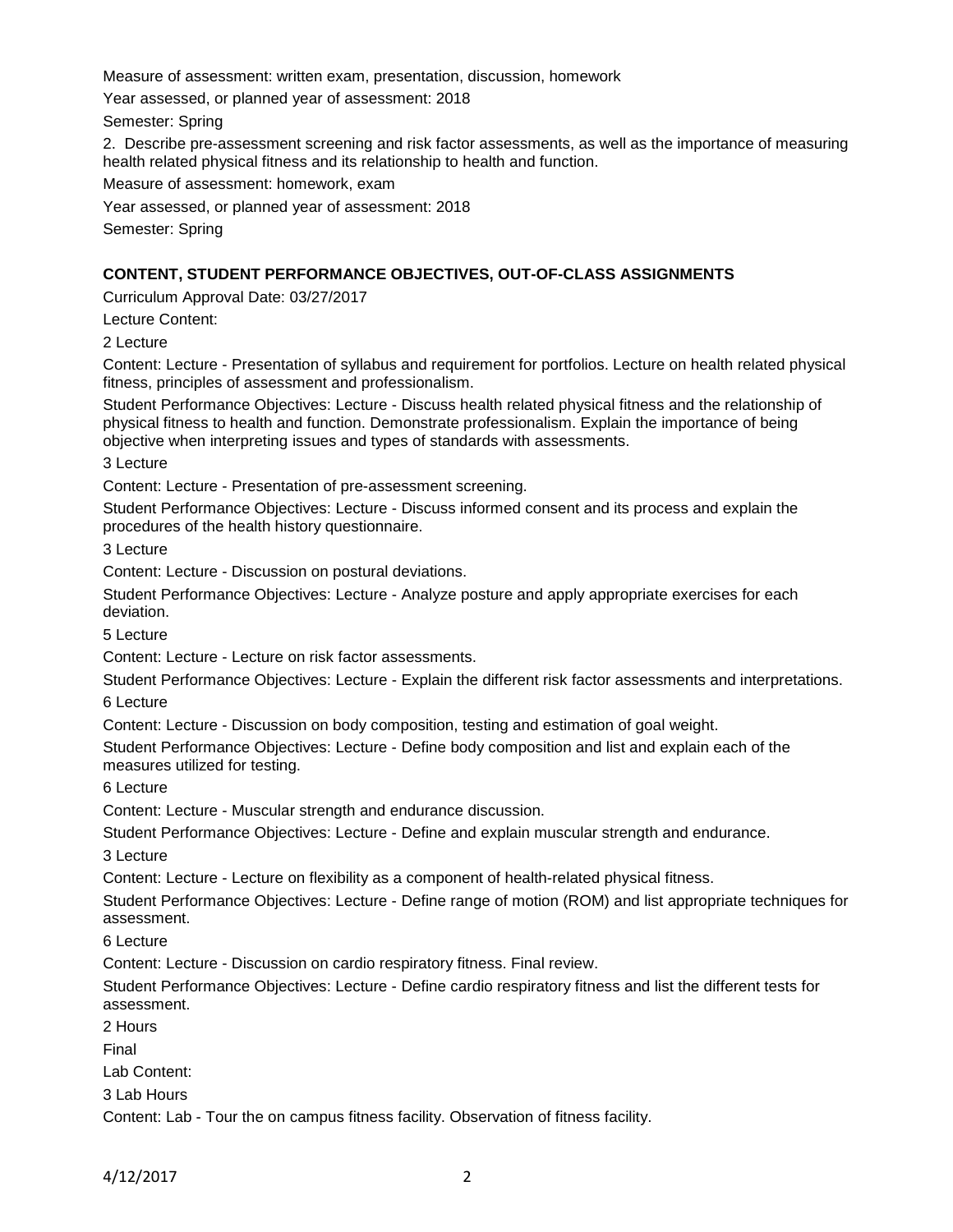Measure of assessment: written exam, presentation, discussion, homework

Year assessed, or planned year of assessment: 2018

Semester: Spring

2. Describe pre-assessment screening and risk factor assessments, as well as the importance of measuring health related physical fitness and its relationship to health and function.

Measure of assessment: homework, exam

Year assessed, or planned year of assessment: 2018

Semester: Spring

**CONTENT, STUDENT PERFORMANCE OBJECTIVES, OUT-OF-CLASS ASSIGNMENTS**

Curriculum Approval Date: 03/27/2017

Lecture Content:

2 Lecture

Content: Lecture - Presentation of syllabus and requirement for portfolios. Lecture on health related physical fitness, principles of assessment and professionalism.

Student Performance Objectives: Lecture - Discuss health related physical fitness and the relationship of physical fitness to health and function. Demonstrate professionalism. Explain the importance of being objective when interpreting issues and types of standards with assessments.

3 Lecture

Content: Lecture - Presentation of pre-assessment screening.

Student Performance Objectives: Lecture - Discuss informed consent and its process and explain the procedures of the health history questionnaire.

3 Lecture

Content: Lecture - Discussion on postural deviations.

Student Performance Objectives: Lecture - Analyze posture and apply appropriate exercises for each deviation.

5 Lecture

Content: Lecture - Lecture on risk factor assessments.

Student Performance Objectives: Lecture - Explain the different risk factor assessments and interpretations.

6 Lecture

Content: Lecture - Discussion on body composition, testing and estimation of goal weight.

Student Performance Objectives: Lecture - Define body composition and list and explain each of the measures utilized for testing.

6 Lecture

Content: Lecture - Muscular strength and endurance discussion.

Student Performance Objectives: Lecture - Define and explain muscular strength and endurance.

3 Lecture

Content: Lecture - Lecture on flexibility as a component of health-related physical fitness.

Student Performance Objectives: Lecture - Define range of motion (ROM) and list appropriate techniques for assessment.

6 Lecture

Content: Lecture - Discussion on cardio respiratory fitness. Final review.

Student Performance Objectives: Lecture - Define cardio respiratory fitness and list the different tests for assessment.

2 Hours

Final

Lab Content:

3 Lab Hours

Content: Lab - Tour the on campus fitness facility. Observation of fitness facility.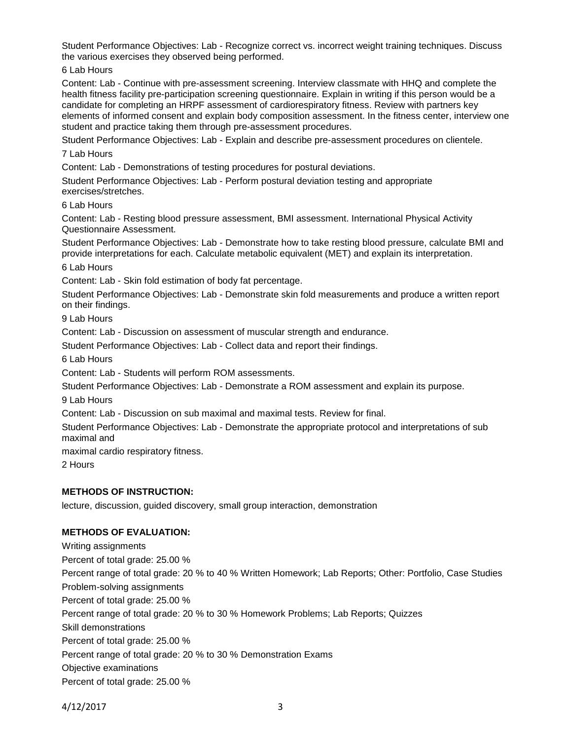Student Performance Objectives: Lab - Recognize correct vs. incorrect weight training techniques. Discuss the various exercises they observed being performed.

6 Lab Hours

Content: Lab - Continue with pre-assessment screening. Interview classmate with HHQ and complete the health fitness facility pre-participation screening questionnaire. Explain in writing if this person would be a candidate for completing an HRPF assessment of cardiorespiratory fitness. Review with partners key elements of informed consent and explain body composition assessment. In the fitness center, interview one student and practice taking them through pre-assessment procedures.

Student Performance Objectives: Lab - Explain and describe pre-assessment procedures on clientele.

7 Lab Hours

Content: Lab - Demonstrations of testing procedures for postural deviations.

Student Performance Objectives: Lab - Perform postural deviation testing and appropriate exercises/stretches.

6 Lab Hours

Content: Lab - Resting blood pressure assessment, BMI assessment. International Physical Activity Questionnaire Assessment.

Student Performance Objectives: Lab - Demonstrate how to take resting blood pressure, calculate BMI and provide interpretations for each. Calculate metabolic equivalent (MET) and explain its interpretation.

6 Lab Hours

Content: Lab - Skin fold estimation of body fat percentage.

Student Performance Objectives: Lab - Demonstrate skin fold measurements and produce a written report on their findings.

9 Lab Hours

Content: Lab - Discussion on assessment of muscular strength and endurance.

Student Performance Objectives: Lab - Collect data and report their findings.

6 Lab Hours

Content: Lab - Students will perform ROM assessments.

Student Performance Objectives: Lab - Demonstrate a ROM assessment and explain its purpose.

9 Lab Hours

Content: Lab - Discussion on sub maximal and maximal tests. Review for final.

Student Performance Objectives: Lab - Demonstrate the appropriate protocol and interpretations of sub maximal and

maximal cardio respiratory fitness.

2 Hours

**METHODS OF INSTRUCTION:**

lecture, discussion, guided discovery, small group interaction, demonstration

**METHODS OF EVALUATION:**

Writing assignments

Percent of total grade: 25.00 %

Percent range of total grade: 20 % to 40 % Written Homework; Lab Reports; Other: Portfolio, Case Studies

Problem-solving assignments

Percent of total grade: 25.00 %

Percent range of total grade: 20 % to 30 % Homework Problems; Lab Reports; Quizzes

Skill demonstrations

Percent of total grade: 25.00 %

Percent range of total grade: 20 % to 30 % Demonstration Exams

Objective examinations

Percent of total grade: 25.00 %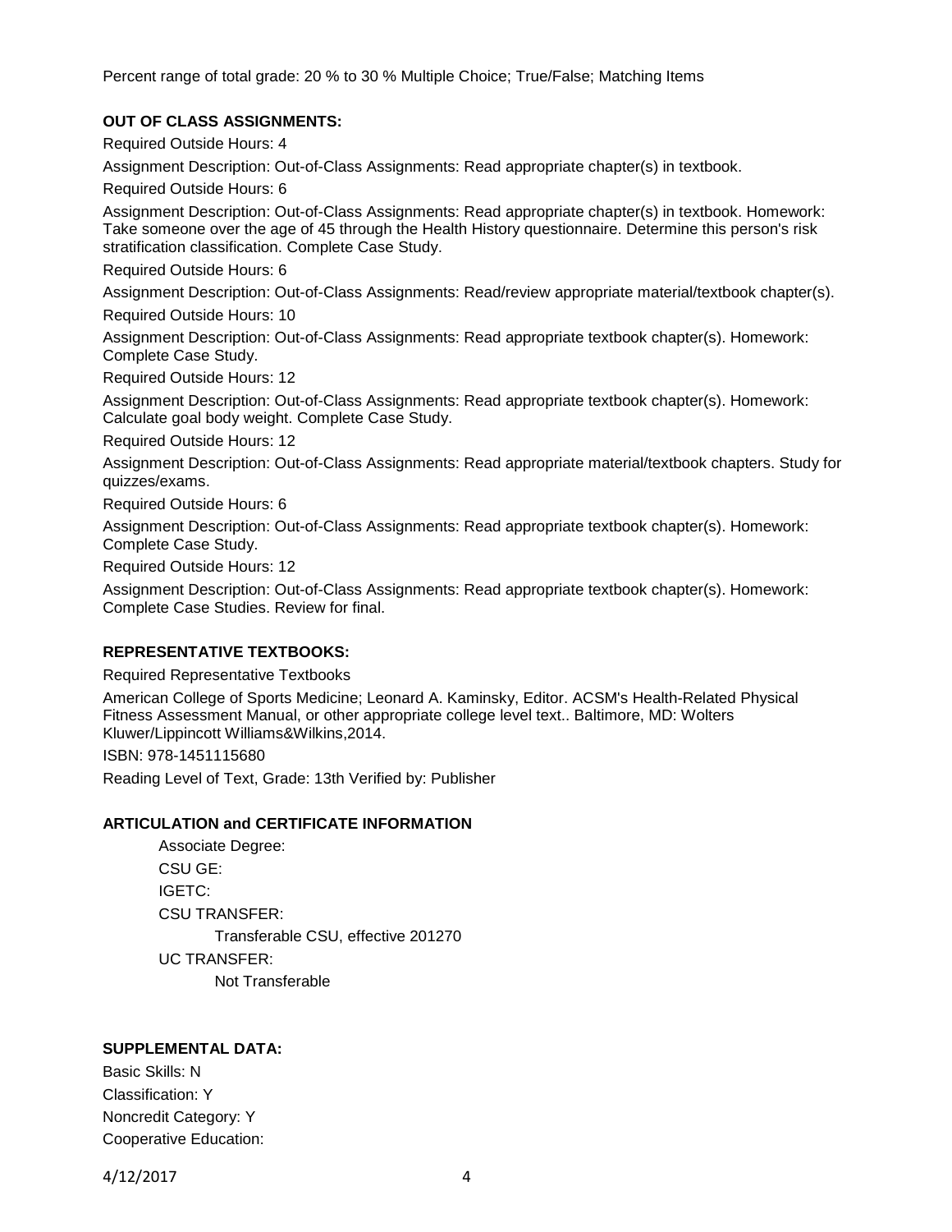Percent range of total grade: 20 % to 30 % Multiple Choice; True/False; Matching Items

**OUT OF CLASS ASSIGNMENTS:**

Required Outside Hours: 4

Assignment Description: Out-of-Class Assignments: Read appropriate chapter(s) in textbook.

Required Outside Hours: 6

Assignment Description: Out-of-Class Assignments: Read appropriate chapter(s) in textbook. Homework: Take someone over the age of 45 through the Health History questionnaire. Determine this person's risk stratification classification. Complete Case Study.

Required Outside Hours: 6

Assignment Description: Out-of-Class Assignments: Read/review appropriate material/textbook chapter(s).

Required Outside Hours: 10

Assignment Description: Out-of-Class Assignments: Read appropriate textbook chapter(s). Homework: Complete Case Study.

Required Outside Hours: 12

Assignment Description: Out-of-Class Assignments: Read appropriate textbook chapter(s). Homework: Calculate goal body weight. Complete Case Study.

Required Outside Hours: 12

Assignment Description: Out-of-Class Assignments: Read appropriate material/textbook chapters. Study for quizzes/exams.

Required Outside Hours: 6

Assignment Description: Out-of-Class Assignments: Read appropriate textbook chapter(s). Homework: Complete Case Study.

Required Outside Hours: 12

Assignment Description: Out-of-Class Assignments: Read appropriate textbook chapter(s). Homework: Complete Case Studies. Review for final.

**REPRESENTATIVE TEXTBOOKS:**

Required Representative Textbooks

American College of Sports Medicine; Leonard A. Kaminsky, Editor. ACSM's Health-Related Physical Fitness Assessment Manual, or other appropriate college level text.. Baltimore, MD: Wolters Kluwer/Lippincott Williams&Wilkins,2014.

ISBN: 978-1451115680

Reading Level of Text, Grade: 13th Verified by: Publisher

**ARTICULATION and CERTIFICATE INFORMATION**

Associate Degree:

CSU GE:

IGETC:

CSU TRANSFER:

Transferable CSU, effective 201270

UC TRANSFER:

Not Transferable

**SUPPLEMENTAL DATA:**

Basic Skills: N

Classification: Y

Noncredit Category: Y

Cooperative Education: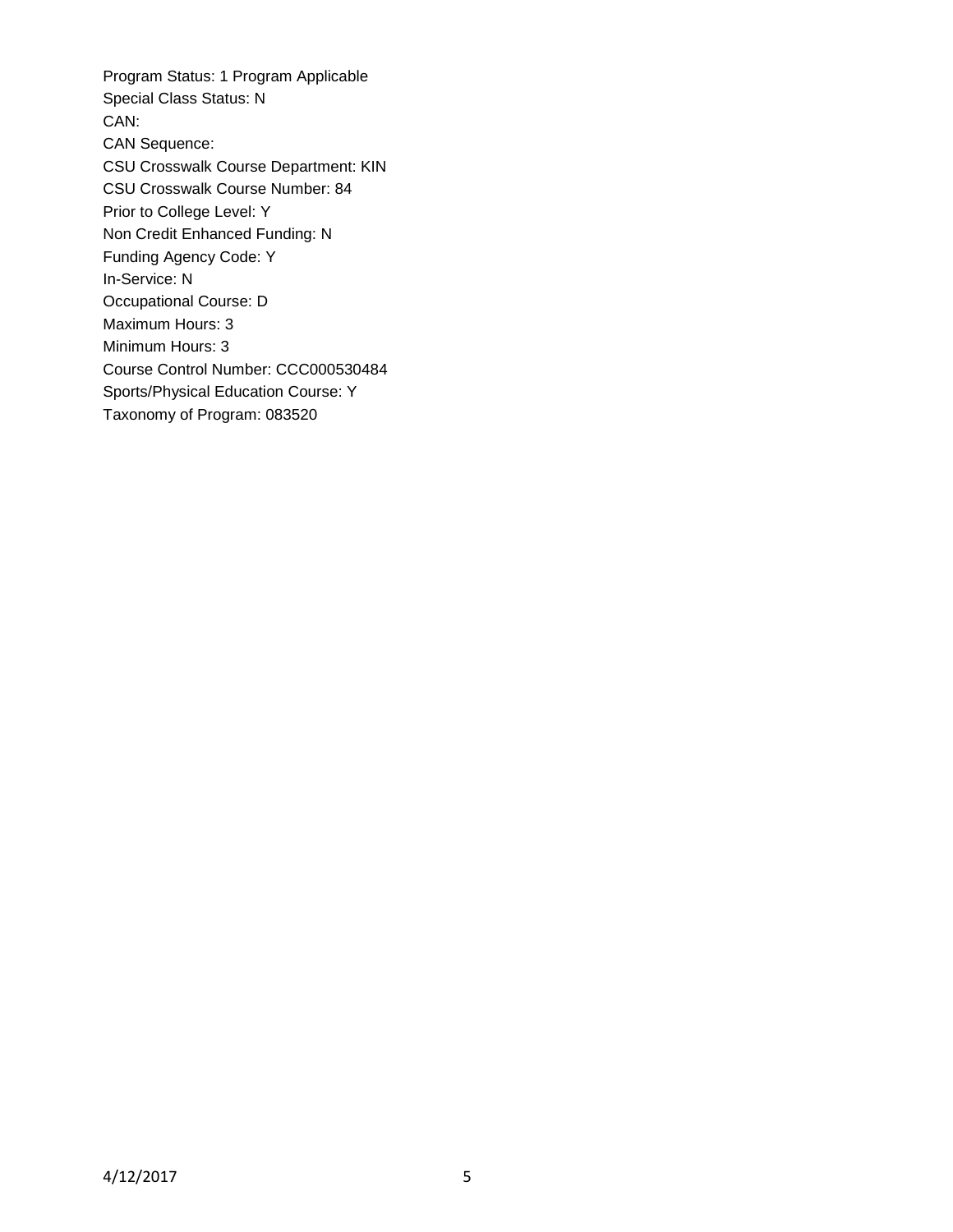Program Status: 1 Program Applicable
Special Class Status: N
CAN:
CAN Sequence:
CSU Crosswalk Course Department: KIN
CSU Crosswalk Course Number: 84
Prior to College Level: Y
Non Credit Enhanced Funding: N
Funding Agency Code: Y
In-Service: N
Occupational Course: D
Maximum Hours: 3
Minimum Hours: 3
Course Control Number: CCC000530484
Sports/Physical Education Course: Y
Taxonomy of Program: 083520